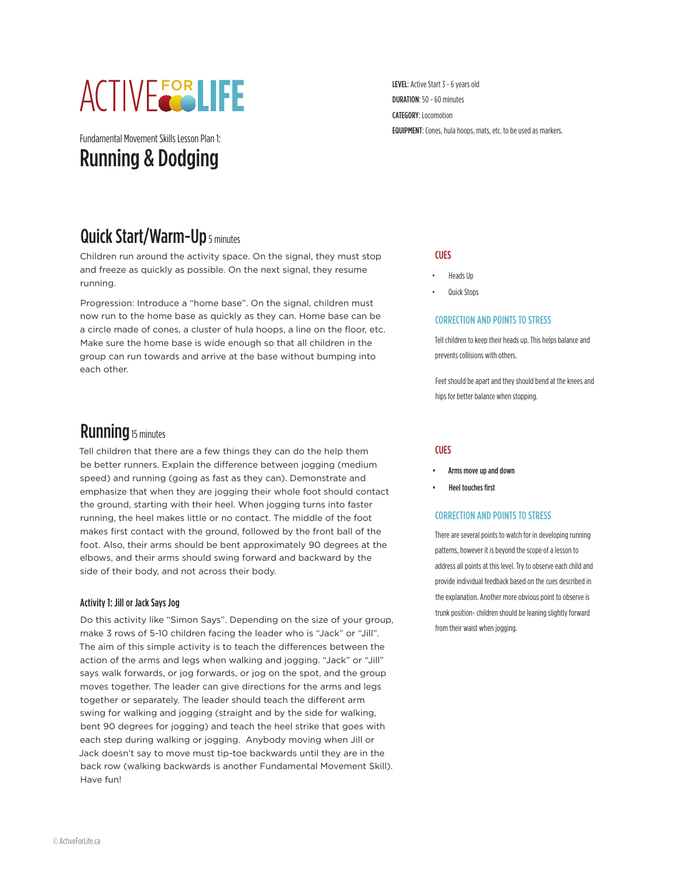ACTIVE FOR LIFE

Fundamental Movement Skills Lesson Plan 1:

# Running & Dodging

**LEVEL**: Active Start 3 - 6 years old

**DURATION**: 50 - 60 minutes

**CATEGORY**: Locomotion

**EQUIPMENT**: Cones, hula hoops, mats, etc. to be used as markers.

## Quick Start/Warm-Up 5 minutes

Children run around the activity space. On the signal, they must stop and freeze as quickly as possible. On the next signal, they resume running.

Progression: Introduce a "home base". On the signal, children must now run to the home base as quickly as they can. Home base can be a circle made of cones, a cluster of hula hoops, a line on the floor, etc. Make sure the home base is wide enough so that all children in the group can run towards and arrive at the base without bumping into each other.

### CUES

- Heads Up
- Quick Stops

### CORRECTION AND POINTS TO STRESS

Tell children to keep their heads up. This helps balance and prevents collisions with others.

Feet should be apart and they should bend at the knees and hips for better balance when stopping.

## Running 15 minutes

Tell children that there are a few things they can do the help them be better runners. Explain the difference between jogging (medium speed) and running (going as fast as they can). Demonstrate and emphasize that when they are jogging their whole foot should contact the ground, starting with their heel. When jogging turns into faster running, the heel makes little or no contact. The middle of the foot makes first contact with the ground, followed by the front ball of the foot. Also, their arms should be bent approximately 90 degrees at the elbows, and their arms should swing forward and backward by the side of their body, and not across their body.

### Activity 1: Jill or Jack Says Jog

Do this activity like "Simon Says". Depending on the size of your group, make 3 rows of 5-10 children facing the leader who is "Jack" or "Jill". The aim of this simple activity is to teach the differences between the action of the arms and legs when walking and jogging. "Jack" or "Jill" says walk forwards, or jog forwards, or jog on the spot, and the group moves together. The leader can give directions for the arms and legs together or separately. The leader should teach the different arm swing for walking and jogging (straight and by the side for walking, bent 90 degrees for jogging) and teach the heel strike that goes with each step during walking or jogging. Anybody moving when Jill or Jack doesn't say to move must tip-toe backwards until they are in the back row (walking backwards is another Fundamental Movement Skill). Have fun!

### CUES

- **Arms move up and down**
- **Heel touches first**

### CORRECTION AND POINTS TO STRESS

There are several points to watch for in developing running patterns, however it is beyond the scope of a lesson to address all points at this level. Try to observe each child and provide individual feedback based on the cues described in the explanation. Another more obvious point to observe is trunk position- children should be leaning slightly forward from their waist when jogging.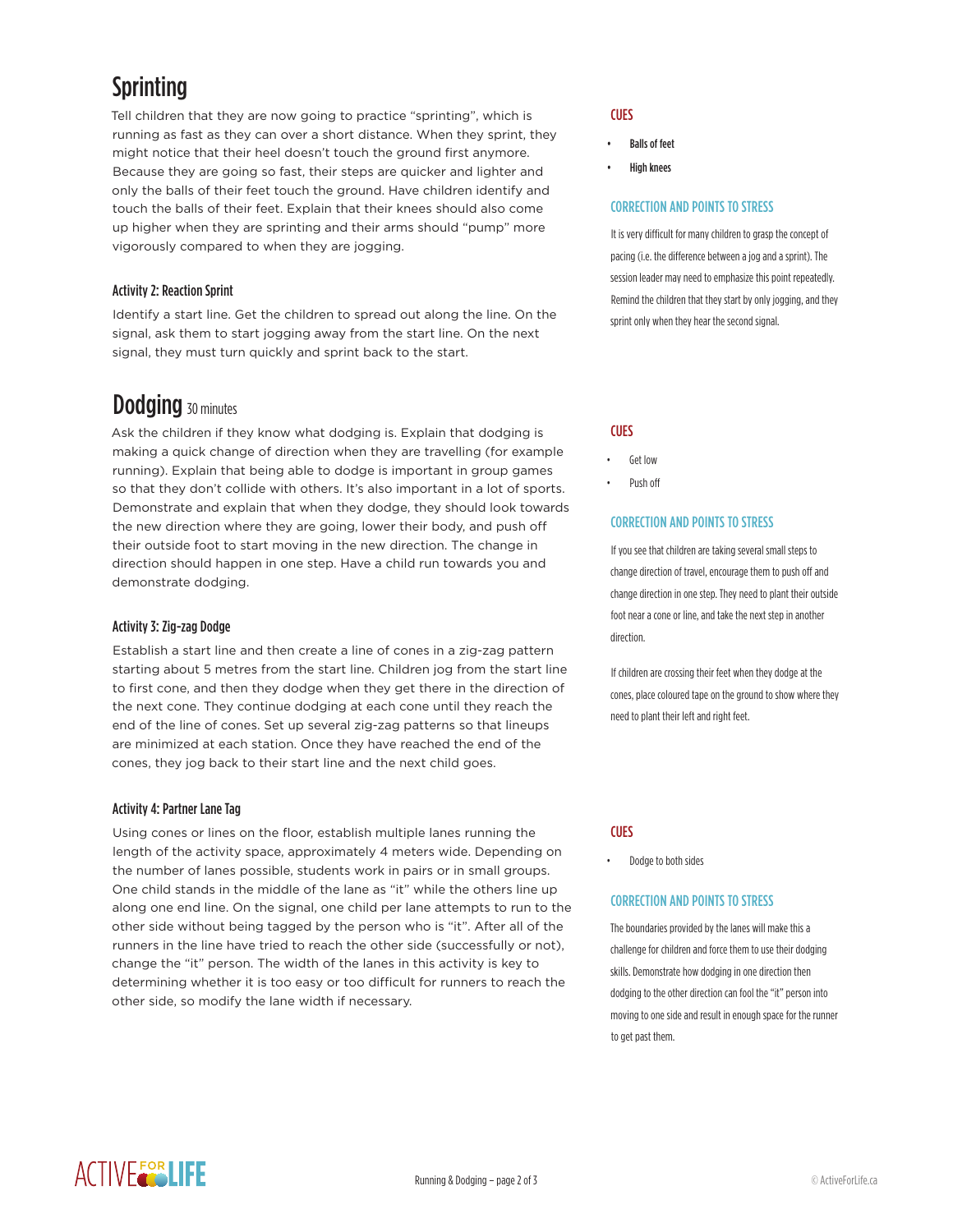# Sprinting

Tell children that they are now going to practice "sprinting", which is running as fast as they can over a short distance. When they sprint, they might notice that their heel doesn't touch the ground first anymore. Because they are going so fast, their steps are quicker and lighter and only the balls of their feet touch the ground. Have children identify and touch the balls of their feet. Explain that their knees should also come up higher when they are sprinting and their arms should "pump" more vigorously compared to when they are jogging.

### CUES

- Balls of feet
- High knees

### CORRECTION AND POINTS TO STRESS

It is very difficult for many children to grasp the concept of pacing (i.e. the difference between a jog and a sprint). The session leader may need to emphasize this point repeatedly. Remind the children that they start by only jogging, and they sprint only when they hear the second signal.

### Activity 2: Reaction Sprint

Identify a start line. Get the children to spread out along the line. On the signal, ask them to start jogging away from the start line. On the next signal, they must turn quickly and sprint back to the start.

# Dodging 30 minutes

Ask the children if they know what dodging is. Explain that dodging is making a quick change of direction when they are travelling (for example running). Explain that being able to dodge is important in group games so that they don't collide with others. It's also important in a lot of sports. Demonstrate and explain that when they dodge, they should look towards the new direction where they are going, lower their body, and push off their outside foot to start moving in the new direction. The change in direction should happen in one step. Have a child run towards you and demonstrate dodging.

### CUES

- Get low
- Push off

### CORRECTION AND POINTS TO STRESS

If you see that children are taking several small steps to change direction of travel, encourage them to push off and change direction in one step. They need to plant their outside foot near a cone or line, and take the next step in another direction.

If children are crossing their feet when they dodge at the cones, place coloured tape on the ground to show where they need to plant their left and right feet.

### Activity 3: Zig-zag Dodge

Establish a start line and then create a line of cones in a zig-zag pattern starting about 5 metres from the start line. Children jog from the start line to first cone, and then they dodge when they get there in the direction of the next cone. They continue dodging at each cone until they reach the end of the line of cones. Set up several zig-zag patterns so that lineups are minimized at each station. Once they have reached the end of the cones, they jog back to their start line and the next child goes.

### Activity 4: Partner Lane Tag

Using cones or lines on the floor, establish multiple lanes running the length of the activity space, approximately 4 meters wide. Depending on the number of lanes possible, students work in pairs or in small groups. One child stands in the middle of the lane as "it" while the others line up along one end line. On the signal, one child per lane attempts to run to the other side without being tagged by the person who is "it". After all of the runners in the line have tried to reach the other side (successfully or not), change the "it" person. The width of the lanes in this activity is key to determining whether it is too easy or too difficult for runners to reach the other side, so modify the lane width if necessary.

### CUES

- Dodge to both sides

### CORRECTION AND POINTS TO STRESS

The boundaries provided by the lanes will make this a challenge for children and force them to use their dodging skills. Demonstrate how dodging in one direction then dodging to the other direction can fool the "it" person into moving to one side and result in enough space for the runner to get past them.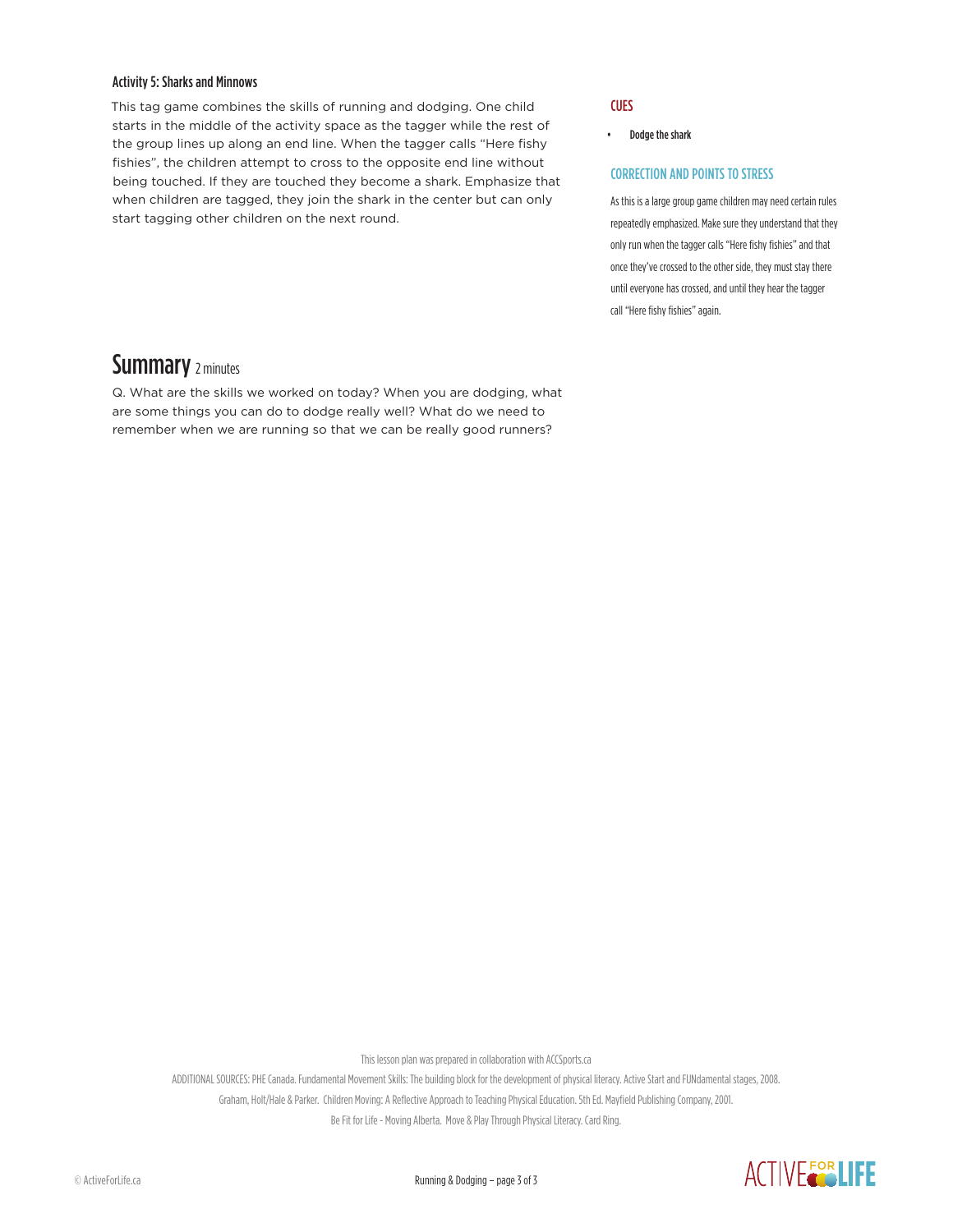### Activity 5: Sharks and Minnows

This tag game combines the skills of running and dodging. One child starts in the middle of the activity space as the tagger while the rest of the group lines up along an end line. When the tagger calls "Here fishy fishies", the children attempt to cross to the opposite end line without being touched. If they are touched they become a shark. Emphasize that when children are tagged, they join the shark in the center but can only start tagging other children on the next round.

#### CUES

- Dodge the shark

#### CORRECTION AND POINTS TO STRESS

As this is a large group game children may need certain rules repeatedly emphasized. Make sure they understand that they only run when the tagger calls "Here fishy fishies" and that once they've crossed to the other side, they must stay there until everyone has crossed, and until they hear the tagger call "Here fishy fishies" again.

## Summary 2 minutes

Q. What are the skills we worked on today? When you are dodging, what are some things you can do to dodge really well? What do we need to remember when we are running so that we can be really good runners?

This lesson plan was prepared in collaboration with ACCSports.ca

ADDITIONAL SOURCES: PHE Canada. Fundamental Movement Skills: The building block for the development of physical literacy. Active Start and FUNdamental stages, 2008.

Graham, Holt/Hale & Parker. Children Moving: A Reflective Approach to Teaching Physical Education. 5th Ed. Mayfield Publishing Company, 2001.

Be Fit for Life - Moving Alberta. Move & Play Through Physical Literacy. Card Ring.